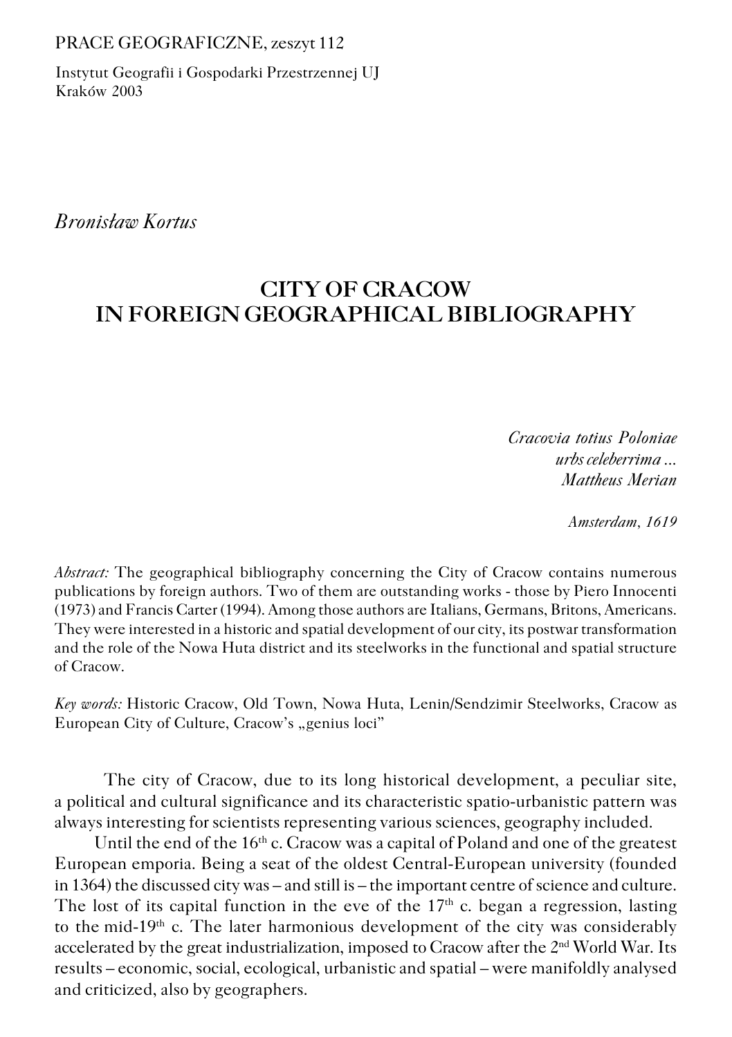PRACE GEOGRAFICZNE, zeszyt 112

Instytut Geografii i Gospodarki Przestrzennej UJ
Kraków 2003

*Bronisław Kortus*

# CITY OF CRACOW IN FOREIGN GEOGRAPHICAL BIBLIOGRAPHY

*Cracovia totius Poloniae*
*urbs celeberrima …*
*Mattheus Merian*

*Amsterdam, 1619*

*Abstract:* The geographical bibliography concerning the City of Cracow contains numerous publications by foreign authors. Two of them are outstanding works - those by Piero Innocenti (1973) and Francis Carter (1994). Among those authors are Italians, Germans, Britons, Americans. They were interested in a historic and spatial development of our city, its postwar transformation and the role of the Nowa Huta district and its steelworks in the functional and spatial structure of Cracow.

*Key words:* Historic Cracow, Old Town, Nowa Huta, Lenin/Sendzimir Steelworks, Cracow as European City of Culture, Cracow's „genius loci"

The city of Cracow, due to its long historical development, a peculiar site, a political and cultural significance and its characteristic spatio-urbanistic pattern was always interesting for scientists representing various sciences, geography included.

Until the end of the 16th c. Cracow was a capital of Poland and one of the greatest European emporia. Being a seat of the oldest Central-European university (founded in 1364) the discussed city was – and still is – the important centre of science and culture. The lost of its capital function in the eve of the 17th c. began a regression, lasting to the mid-19th c. The later harmonious development of the city was considerably accelerated by the great industrialization, imposed to Cracow after the 2nd World War. Its results – economic, social, ecological, urbanistic and spatial – were manifoldly analysed and criticized, also by geographers.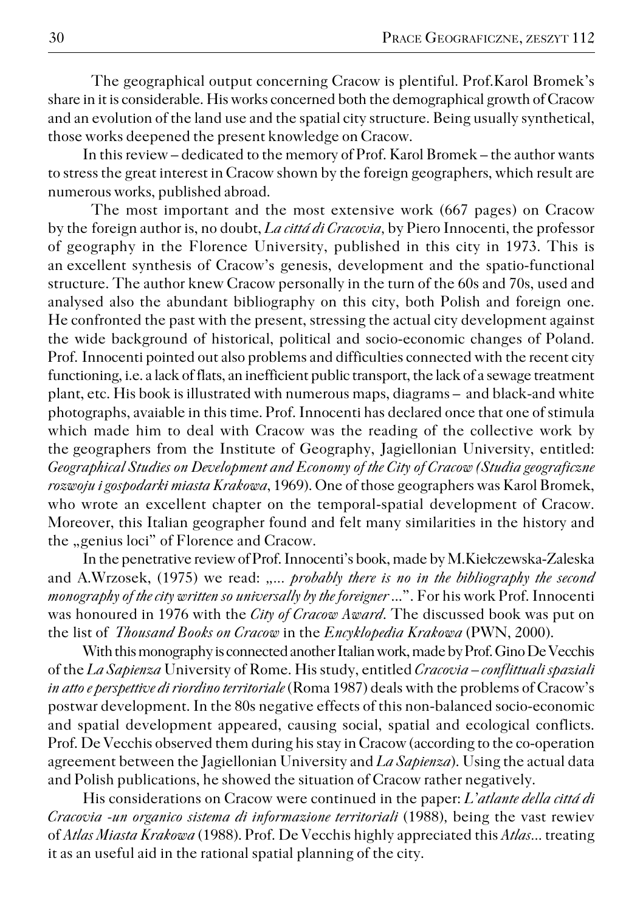The geographical output concerning Cracow is plentiful. Prof.Karol Bromek's share in it is considerable. His works concerned both the demographical growth of Cracow and an evolution of the land use and the spatial city structure. Being usually synthetical, those works deepened the present knowledge on Cracow.

In this review – dedicated to the memory of Prof. Karol Bromek – the author wants to stress the great interest in Cracow shown by the foreign geographers, which result are numerous works, published abroad.

The most important and the most extensive work (667 pages) on Cracow by the foreign author is, no doubt, *La cittá di Cracovia,* by Piero Innocenti, the professor of geography in the Florence University, published in this city in 1973. This is an excellent synthesis of Cracow's genesis, development and the spatio-functional structure. The author knew Cracow personally in the turn of the 60s and 70s, used and analysed also the abundant bibliography on this city, both Polish and foreign one. He confronted the past with the present, stressing the actual city development against the wide background of historical, political and socio-economic changes of Poland. Prof. Innocenti pointed out also problems and difficulties connected with the recent city functioning, i.e. a lack of flats, an inefficient public transport, the lack of a sewage treatment plant, etc. His book is illustrated with numerous maps, diagrams – and black-and white photographs, avaiable in this time. Prof. Innocenti has declared once that one of stimula which made him to deal with Cracow was the reading of the collective work by the geographers from the Institute of Geography, Jagiellonian University, entitled: *Geographical Studies on Development and Economy of the City of Cracow (Studia geograficzne rozwoju i gospodarki miasta Krakowa*, 1969). One of those geographers was Karol Bromek, who wrote an excellent chapter on the temporal-spatial development of Cracow. Moreover, this Italian geographer found and felt many similarities in the history and the „genius loci" of Florence and Cracow.

In the penetrative review of Prof. Innocenti's book, made by M.Kiełczewska-Zaleska and A.Wrzosek, (1975) we read: „*... probably there is no in the bibliography the second monography of the city written so universally by the foreigner ...*". For his work Prof. Innocenti was honoured in 1976 with the *City of Cracow Award.* The discussed book was put on the list of *Thousand Books on Cracow* in the *Encyklopedia Krakowa* (PWN, 2000).

With this monography is connected another Italian work, made by Prof. Gino De Vecchis of the *La Sapienza* University of Rome. His study, entitled *Cracovia – conflittuali spaziali in atto e perspettive di riordino territoriale* (Roma 1987) deals with the problems of Cracow's postwar development. In the 80s negative effects of this non-balanced socio-economic and spatial development appeared, causing social, spatial and ecological conflicts. Prof. De Vecchis observed them during his stay in Cracow (according to the co-operation agreement between the Jagiellonian University and *La Sapienza*). Using the actual data and Polish publications, he showed the situation of Cracow rather negatively.

His considerations on Cracow were continued in the paper: *L'atlante della cittá di Cracovia -un organico sistema di informazione territoriali* (1988), being the vast rewiev of *Atlas Miasta Krakowa* (1988). Prof. De Vecchis highly appreciated this *Atlas...* treating it as an useful aid in the rational spatial planning of the city.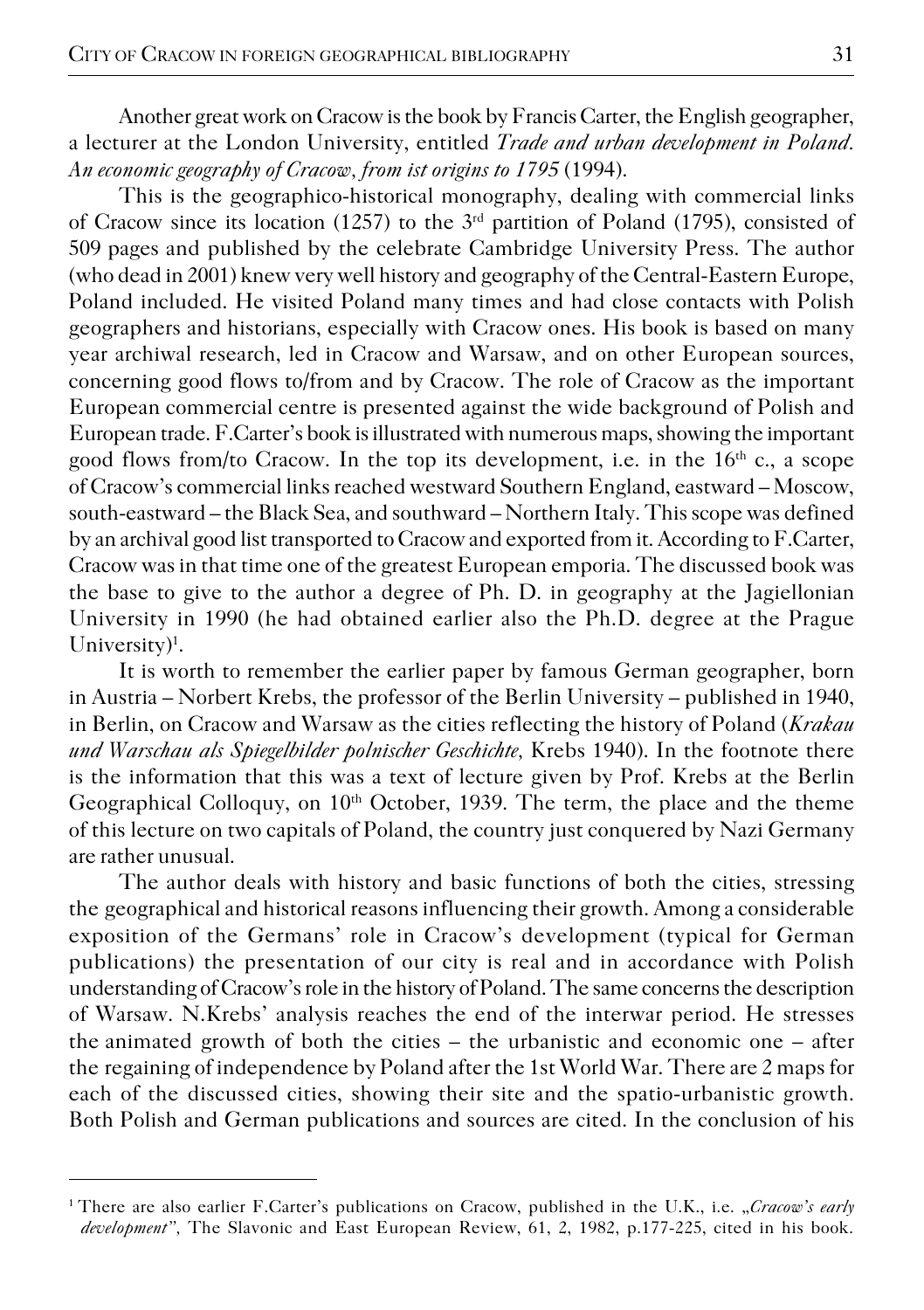Another great work on Cracow is the book by Francis Carter, the English geographer, a lecturer at the London University, entitled *Trade and urban development in Poland. An economic geography of Cracow, from ist origins to 1795* (1994).

This is the geographico-historical monography, dealing with commercial links of Cracow since its location (1257) to the 3rd partition of Poland (1795), consisted of 509 pages and published by the celebrate Cambridge University Press. The author (who dead in 2001) knew very well history and geography of the Central-Eastern Europe, Poland included. He visited Poland many times and had close contacts with Polish geographers and historians, especially with Cracow ones. His book is based on many year archiwal research, led in Cracow and Warsaw, and on other European sources, concerning good flows to/from and by Cracow. The role of Cracow as the important European commercial centre is presented against the wide background of Polish and European trade. F.Carter's book is illustrated with numerous maps, showing the important good flows from/to Cracow. In the top its development, i.e. in the 16th c., a scope of Cracow's commercial links reached westward Southern England, eastward – Moscow, south-eastward – the Black Sea, and southward – Northern Italy. This scope was defined by an archival good list transported to Cracow and exported from it. According to F.Carter, Cracow was in that time one of the greatest European emporia. The discussed book was the base to give to the author a degree of Ph. D. in geography at the Jagiellonian University in 1990 (he had obtained earlier also the Ph.D. degree at the Prague University)[1].

It is worth to remember the earlier paper by famous German geographer, born in Austria – Norbert Krebs, the professor of the Berlin University – published in 1940, in Berlin, on Cracow and Warsaw as the cities reflecting the history of Poland (*Krakau und Warschau als Spiegelbilder polnischer Geschichte*, Krebs 1940). In the footnote there is the information that this was a text of lecture given by Prof. Krebs at the Berlin Geographical Colloquy, on 10th October, 1939. The term, the place and the theme of this lecture on two capitals of Poland, the country just conquered by Nazi Germany are rather unusual.

The author deals with history and basic functions of both the cities, stressing the geographical and historical reasons influencing their growth. Among a considerable exposition of the Germans' role in Cracow's development (typical for German publications) the presentation of our city is real and in accordance with Polish understanding of Cracow's role in the history of Poland. The same concerns the description of Warsaw. N.Krebs' analysis reaches the end of the interwar period. He stresses the animated growth of both the cities – the urbanistic and economic one – after the regaining of independence by Poland after the 1st World War. There are 2 maps for each of the discussed cities, showing their site and the spatio-urbanistic growth. Both Polish and German publications and sources are cited. In the conclusion of his

[1] There are also earlier F.Carter's publications on Cracow, published in the U.K., i.e. „*Cracow's early development*", The Slavonic and East European Review, 61, 2, 1982, p.177-225, cited in his book.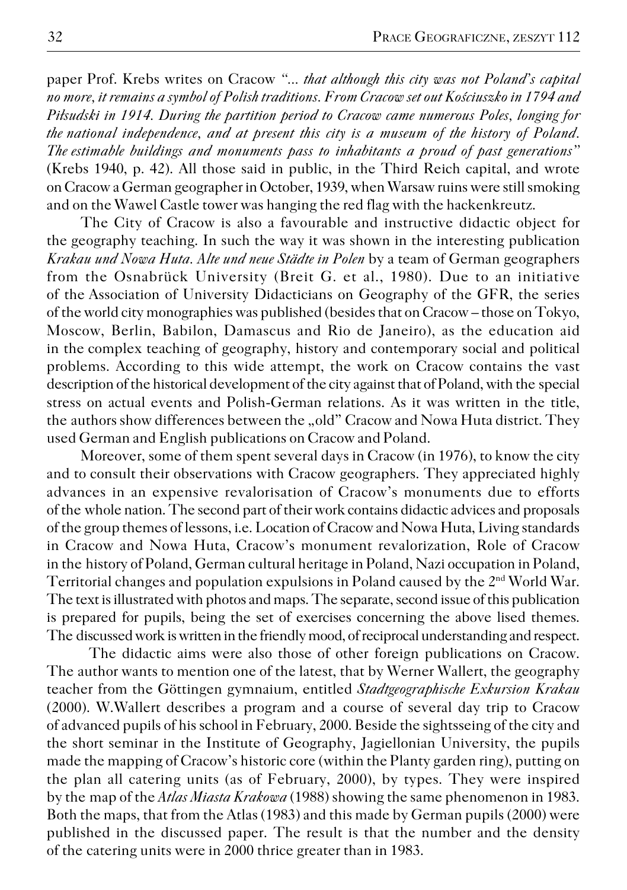paper Prof. Krebs writes on Cracow *"... that although this city was not Poland's capital no more, it remains a symbol of Polish traditions. From Cracow set out Kościuszko in 1794 and Piłsudski in 1914. During the partition period to Cracow came numerous Poles, longing for the national independence, and at present this city is a museum of the history of Poland. The estimable buildings and monuments pass to inhabitants a proud of past generations"* (Krebs 1940, p. 42). All those said in public, in the Third Reich capital, and wrote on Cracow a German geographer in October, 1939, when Warsaw ruins were still smoking and on the Wawel Castle tower was hanging the red flag with the hackenkreutz.

The City of Cracow is also a favourable and instructive didactic object for the geography teaching. In such the way it was shown in the interesting publication *Krakau und Nowa Huta. Alte und neue Städte in Polen* by a team of German geographers from the Osnabrück University (Breit G. et al., 1980). Due to an initiative of the Association of University Didacticians on Geography of the GFR, the series of the world city monographies was published (besides that on Cracow – those on Tokyo, Moscow, Berlin, Babilon, Damascus and Rio de Janeiro), as the education aid in the complex teaching of geography, history and contemporary social and political problems. According to this wide attempt, the work on Cracow contains the vast description of the historical development of the city against that of Poland, with the special stress on actual events and Polish-German relations. As it was written in the title, the authors show differences between the „old" Cracow and Nowa Huta district. They used German and English publications on Cracow and Poland.

Moreover, some of them spent several days in Cracow (in 1976), to know the city and to consult their observations with Cracow geographers. They appreciated highly advances in an expensive revalorisation of Cracow's monuments due to efforts of the whole nation. The second part of their work contains didactic advices and proposals of the group themes of lessons, i.e. Location of Cracow and Nowa Huta, Living standards in Cracow and Nowa Huta, Cracow's monument revalorization, Role of Cracow in the history of Poland, German cultural heritage in Poland, Nazi occupation in Poland, Territorial changes and population expulsions in Poland caused by the 2nd World War. The text is illustrated with photos and maps. The separate, second issue of this publication is prepared for pupils, being the set of exercises concerning the above lised themes. The discussed work is written in the friendly mood, of reciprocal understanding and respect.

The didactic aims were also those of other foreign publications on Cracow. The author wants to mention one of the latest, that by Werner Wallert, the geography teacher from the Göttingen gymnaium, entitled *Stadtgeographische Exkursion Krakau* (2000). W.Wallert describes a program and a course of several day trip to Cracow of advanced pupils of his school in February, 2000. Beside the sightsseing of the city and the short seminar in the Institute of Geography, Jagiellonian University, the pupils made the mapping of Cracow's historic core (within the Planty garden ring), putting on the plan all catering units (as of February, 2000), by types. They were inspired by the map of the *Atlas Miasta Krakowa* (1988) showing the same phenomenon in 1983. Both the maps, that from the Atlas (1983) and this made by German pupils (2000) were published in the discussed paper. The result is that the number and the density of the catering units were in 2000 thrice greater than in 1983.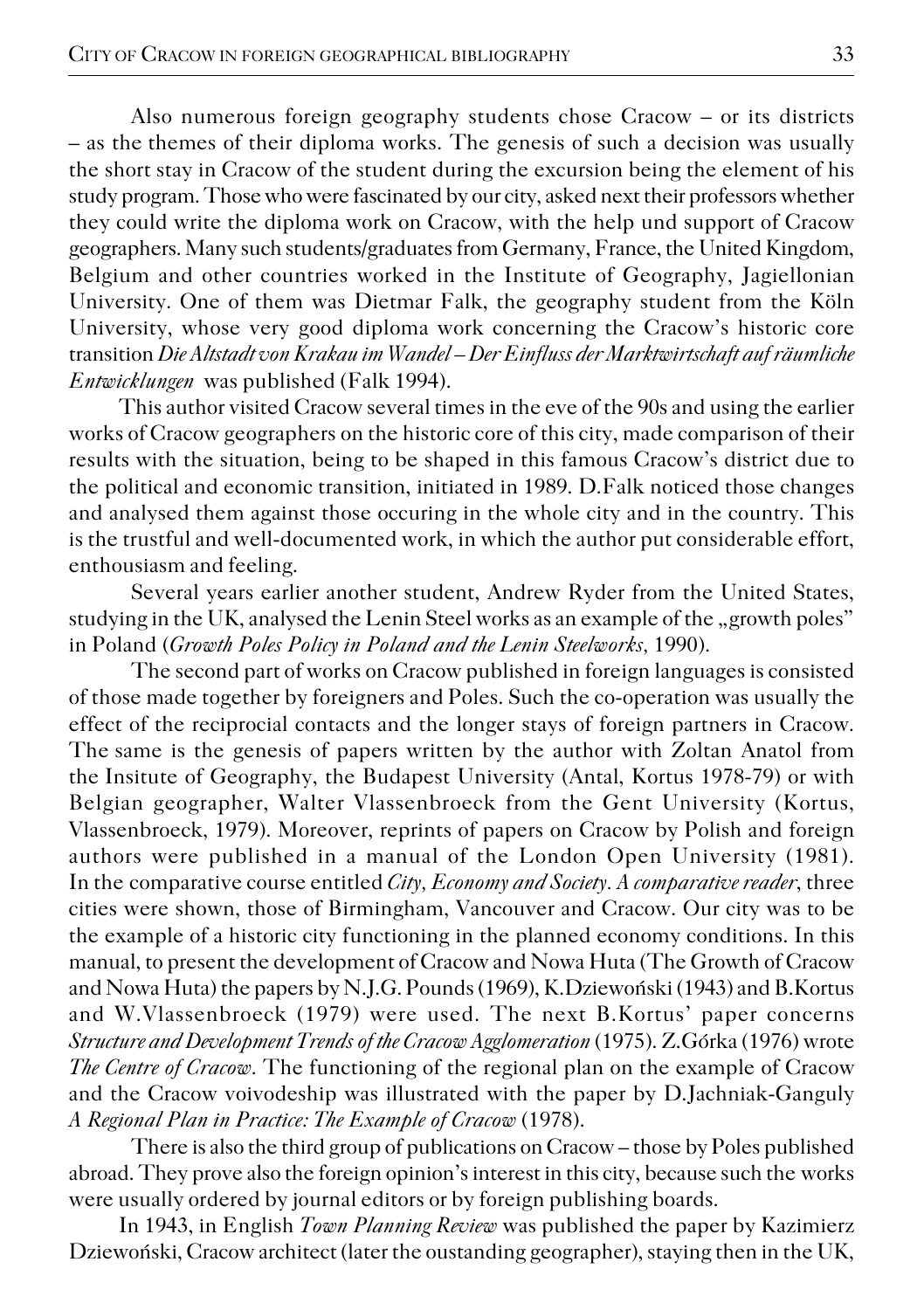Also numerous foreign geography students chose Cracow – or its districts – as the themes of their diploma works. The genesis of such a decision was usually the short stay in Cracow of the student during the excursion being the element of his study program. Those who were fascinated by our city, asked next their professors whether they could write the diploma work on Cracow, with the help und support of Cracow geographers. Many such students/graduates from Germany, France, the United Kingdom, Belgium and other countries worked in the Institute of Geography, Jagiellonian University. One of them was Dietmar Falk, the geography student from the Köln University, whose very good diploma work concerning the Cracow's historic core transition *Die Altstadt von Krakau im Wandel – Der Einfluss der Marktwirtschaft auf räumliche Entwicklungen* was published (Falk 1994).

This author visited Cracow several times in the eve of the 90s and using the earlier works of Cracow geographers on the historic core of this city, made comparison of their results with the situation, being to be shaped in this famous Cracow's district due to the political and economic transition, initiated in 1989. D.Falk noticed those changes and analysed them against those occuring in the whole city and in the country. This is the trustful and well-documented work, in which the author put considerable effort, enthousiasm and feeling.

Several years earlier another student, Andrew Ryder from the United States, studying in the UK, analysed the Lenin Steel works as an example of the „growth poles" in Poland (*Growth Poles Policy in Poland and the Lenin Steelworks*, 1990).

The second part of works on Cracow published in foreign languages is consisted of those made together by foreigners and Poles. Such the co-operation was usually the effect of the reciprocial contacts and the longer stays of foreign partners in Cracow. The same is the genesis of papers written by the author with Zoltan Anatol from the Insitute of Geography, the Budapest University (Antal, Kortus 1978-79) or with Belgian geographer, Walter Vlassenbroeck from the Gent University (Kortus, Vlassenbroeck, 1979). Moreover, reprints of papers on Cracow by Polish and foreign authors were published in a manual of the London Open University (1981). In the comparative course entitled *City, Economy and Society. A comparative reader*, three cities were shown, those of Birmingham, Vancouver and Cracow. Our city was to be the example of a historic city functioning in the planned economy conditions. In this manual, to present the development of Cracow and Nowa Huta (The Growth of Cracow and Nowa Huta) the papers by N.J.G. Pounds (1969), K.Dziewoński (1943) and B.Kortus and W.Vlassenbroeck (1979) were used. The next B.Kortus' paper concerns *Structure and Development Trends of the Cracow Agglomeration* (1975). Z.Górka (1976) wrote *The Centre of Cracow*. The functioning of the regional plan on the example of Cracow and the Cracow voivodeship was illustrated with the paper by D.Jachniak-Ganguly *A Regional Plan in Practice: The Example of Cracow* (1978).

There is also the third group of publications on Cracow – those by Poles published abroad. They prove also the foreign opinion's interest in this city, because such the works were usually ordered by journal editors or by foreign publishing boards.

In 1943, in English *Town Planning Review* was published the paper by Kazimierz Dziewoński, Cracow architect (later the oustanding geographer), staying then in the UK,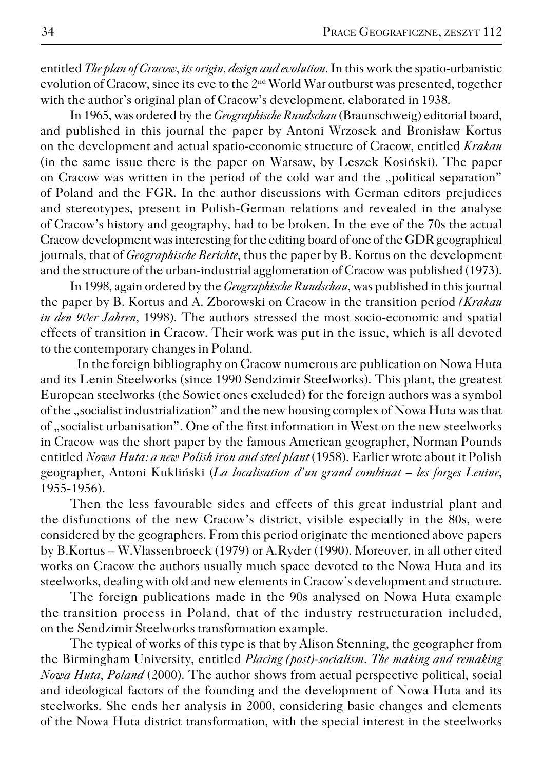entitled *The plan of Cracow, its origin, design and evolution*. In this work the spatio-urbanistic evolution of Cracow, since its eve to the 2nd World War outburst was presented, together with the author's original plan of Cracow's development, elaborated in 1938.

In 1965, was ordered by the *Geographische Rundschau* (Braunschweig) editorial board, and published in this journal the paper by Antoni Wrzosek and Bronisław Kortus on the development and actual spatio-economic structure of Cracow, entitled *Krakau* (in the same issue there is the paper on Warsaw, by Leszek Kosiński). The paper on Cracow was written in the period of the cold war and the „political separation" of Poland and the FGR. In the author discussions with German editors prejudices and stereotypes, present in Polish-German relations and revealed in the analyse of Cracow's history and geography, had to be broken. In the eve of the 70s the actual Cracow development was interesting for the editing board of one of the GDR geographical journals, that of *Geographische Berichte*, thus the paper by B. Kortus on the development and the structure of the urban-industrial agglomeration of Cracow was published (1973).

In 1998, again ordered by the *Geographische Rundschau*, was published in this journal the paper by B. Kortus and A. Zborowski on Cracow in the transition period *(Krakau in den 90er Jahren*, 1998). The authors stressed the most socio-economic and spatial effects of transition in Cracow. Their work was put in the issue, which is all devoted to the contemporary changes in Poland.

In the foreign bibliography on Cracow numerous are publication on Nowa Huta and its Lenin Steelworks (since 1990 Sendzimir Steelworks). This plant, the greatest European steelworks (the Sowiet ones excluded) for the foreign authors was a symbol of the „socialist industrialization" and the new housing complex of Nowa Huta was that of „socialist urbanisation". One of the first information in West on the new steelworks in Cracow was the short paper by the famous American geographer, Norman Pounds entitled *Nowa Huta: a new Polish iron and steel plant* (1958). Earlier wrote about it Polish geographer, Antoni Kukliński (*La localisation d'un grand combinat – les forges Lenine*, 1955-1956).

Then the less favourable sides and effects of this great industrial plant and the disfunctions of the new Cracow's district, visible especially in the 80s, were considered by the geographers. From this period originate the mentioned above papers by B.Kortus – W.Vlassenbroeck (1979) or A.Ryder (1990). Moreover, in all other cited works on Cracow the authors usually much space devoted to the Nowa Huta and its steelworks, dealing with old and new elements in Cracow's development and structure.

The foreign publications made in the 90s analysed on Nowa Huta example the transition process in Poland, that of the industry restructuration included, on the Sendzimir Steelworks transformation example.

The typical of works of this type is that by Alison Stenning, the geographer from the Birmingham University, entitled *Placing (post)-socialism. The making and remaking Nowa Huta, Poland* (2000). The author shows from actual perspective political, social and ideological factors of the founding and the development of Nowa Huta and its steelworks. She ends her analysis in 2000, considering basic changes and elements of the Nowa Huta district transformation, with the special interest in the steelworks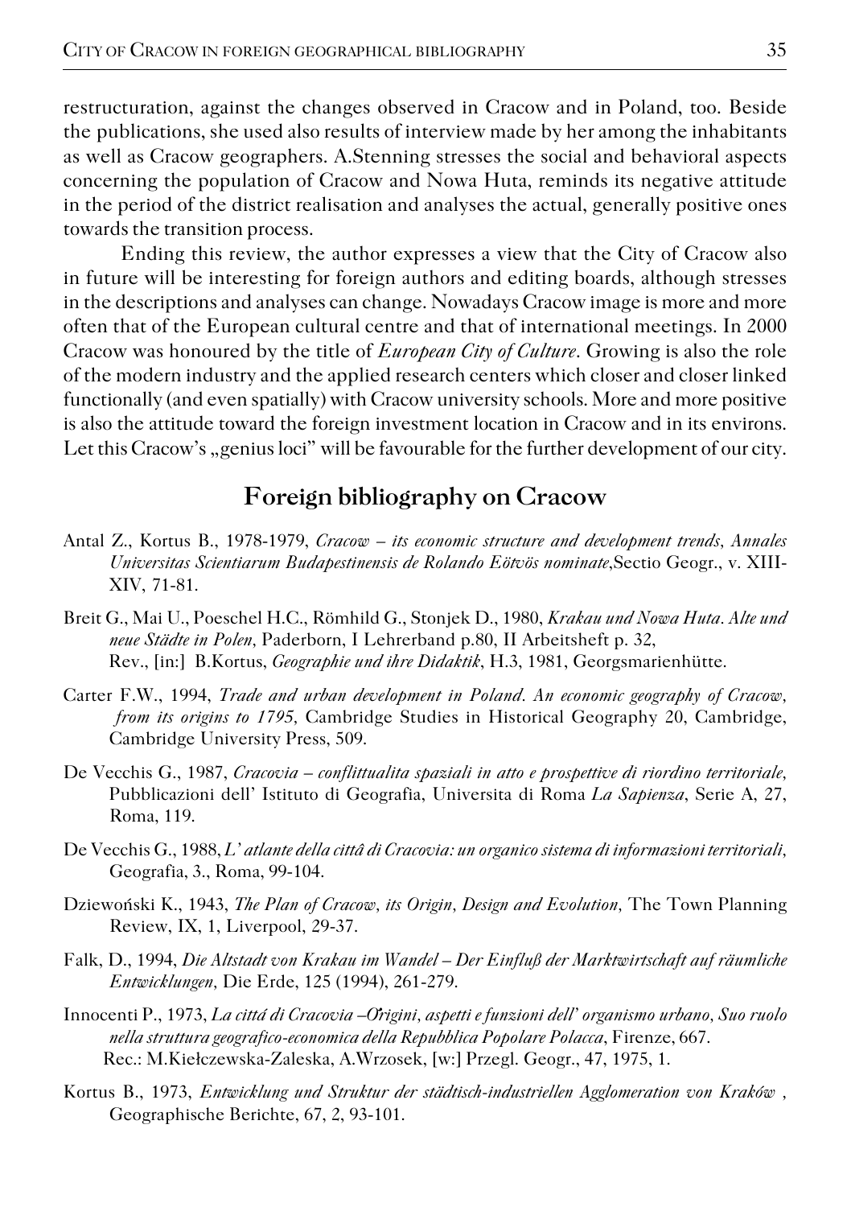restructuration, against the changes observed in Cracow and in Poland, too. Beside the publications, she used also results of interview made by her among the inhabitants as well as Cracow geographers. A.Stenning stresses the social and behavioral aspects concerning the population of Cracow and Nowa Huta, reminds its negative attitude in the period of the district realisation and analyses the actual, generally positive ones towards the transition process.

Ending this review, the author expresses a view that the City of Cracow also in future will be interesting for foreign authors and editing boards, although stresses in the descriptions and analyses can change. Nowadays Cracow image is more and more often that of the European cultural centre and that of international meetings. In 2000 Cracow was honoured by the title of *European City of Culture*. Growing is also the role of the modern industry and the applied research centers which closer and closer linked functionally (and even spatially) with Cracow university schools. More and more positive is also the attitude toward the foreign investment location in Cracow and in its environs. Let this Cracow's „genius loci" will be favourable for the further development of our city.

## Foreign bibliography on Cracow

Antal Z., Kortus B., 1978-1979, *Cracow – its economic structure and development trends*, *Annales Universitas Scientiarum Budapestinensis de Rolando Eötvös nominate*,Sectio Geogr., v. XIII-XIV, 71-81.

Breit G., Mai U., Poeschel H.C., Römhild G., Stonjek D., 1980, *Krakau und Nowa Huta. Alte und neue Städte in Polen*, Paderborn, I Lehrerband p.80, II Arbeitsheft p. 32,
Rev., [in:] B.Kortus, *Geographie und ihre Didaktik*, H.3, 1981, Georgsmarienhütte.

Carter F.W., 1994, *Trade and urban development in Poland. An economic geography of Cracow, from its origins to 1795*, Cambridge Studies in Historical Geography 20, Cambridge, Cambridge University Press, 509.

De Vecchis G., 1987, *Cracovia – conflittualita spaziali in atto e prospettive di riordino territoriale*, Pubblicazioni dell' Istituto di Geografia, Universita di Roma *La Sapienza*, Serie A, 27, Roma, 119.

De Vecchis G., 1988, *L' atlante della cittâ di Cracovia: un organico sistema di informazioni territoriali*, Geografia, 3., Roma, 99-104.

Dziewoński K., 1943, *The Plan of Cracow, its Origin, Design and Evolution*, The Town Planning Review, IX, 1, Liverpool, 29-37.

Falk, D., 1994, *Die Altstadt von Krakau im Wandel – Der Einfluß der Marktwirtschaft auf räumliche Entwicklungen*, Die Erde, 125 (1994), 261-279.

Innocenti P., 1973, *La cittá di Cracovia –Origini, aspetti e funzioni dell' organismo urbano, Suo ruolo nella struttura geografico-economica della Repubblica Popolare Polacca*, Firenze, 667.
Rec.: M.Kiełczewska-Zaleska, A.Wrzosek, [w:] Przegl. Geogr., 47, 1975, 1.

Kortus B., 1973, *Entwicklung und Struktur der städtisch-industriellen Agglomeration von Kraków* , Geographische Berichte, 67, 2, 93-101.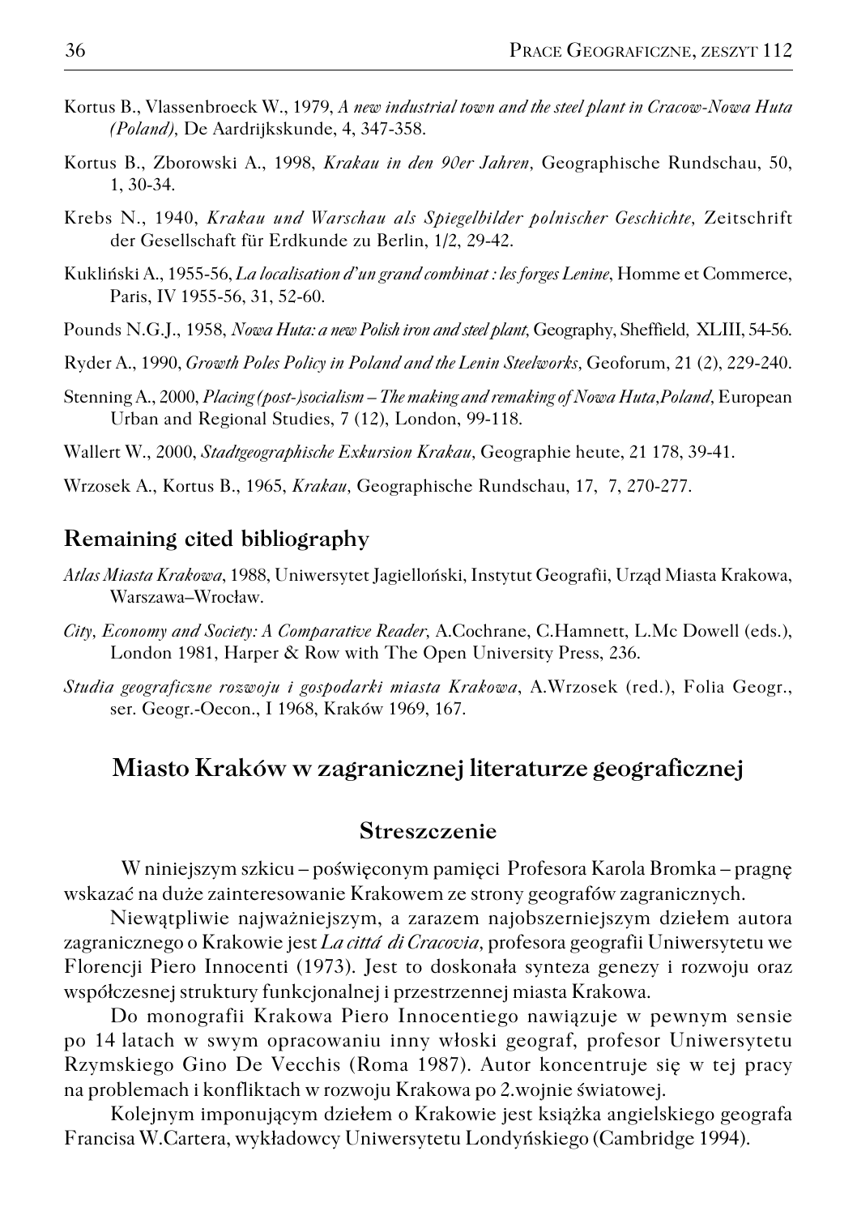Kortus B., Vlassenbroeck W., 1979, *A new industrial town and the steel plant in Cracow-Nowa Huta (Poland)*, De Aardrijkskunde, 4, 347-358.

Kortus B., Zborowski A., 1998, *Krakau in den 90er Jahren*, Geographische Rundschau, 50, 1, 30-34.

Krebs N., 1940, *Krakau und Warschau als Spiegelbilder polnischer Geschichte*, Zeitschrift der Gesellschaft für Erdkunde zu Berlin, 1/2, 29-42.

Kukliński A., 1955-56, *La localisation d'un grand combinat : les forges Lenine*, Homme et Commerce, Paris, IV 1955-56, 31, 52-60.

Pounds N.G.J., 1958, *Nowa Huta: a new Polish iron and steel plant*, Geography, Sheffield, XLIII, 54-56.

Ryder A., 1990, *Growth Poles Policy in Poland and the Lenin Steelworks*, Geoforum, 21 (2), 229-240.

Stenning A., 2000, *Placing (post-)socialism – The making and remaking of Nowa Huta, Poland*, European Urban and Regional Studies, 7 (12), London, 99-118.

Wallert W., 2000, *Stadtgeographische Exkursion Krakau*, Geographie heute, 21 178, 39-41.

Wrzosek A., Kortus B., 1965, *Krakau*, Geographische Rundschau, 17, 7, 270-277.

### Remaining cited bibliography

*Atlas Miasta Krakowa*, 1988, Uniwersytet Jagielloński, Instytut Geografii, Urząd Miasta Krakowa, Warszawa–Wrocław.

*City, Economy and Society: A Comparative Reader*, A.Cochrane, C.Hamnett, L.Mc Dowell (eds.), London 1981, Harper & Row with The Open University Press, 236.

*Studia geograficzne rozwoju i gospodarki miasta Krakowa*, A.Wrzosek (red.), Folia Geogr., ser. Geogr.-Oecon., I 1968, Kraków 1969, 167.

## Miasto Kraków w zagranicznej literaturze geograficznej

### Streszczenie

W niniejszym szkicu – poświęconym pamięci Profesora Karola Bromka – pragnę wskazać na duże zainteresowanie Krakowem ze strony geografów zagranicznych.

Niewątpliwie najważniejszym, a zarazem najobszerniejszym dziełem autora zagranicznego o Krakowie jest *La città di Cracovia*, profesora geografii Uniwersytetu we Florencji Piero Innocenti (1973). Jest to doskonała synteza genezy i rozwoju oraz współczesnej struktury funkcjonalnej i przestrzennej miasta Krakowa.

Do monografii Krakowa Piero Innocentiego nawiązuje w pewnym sensie po 14 latach w swym opracowaniu inny włoski geograf, profesor Uniwersytetu Rzymskiego Gino De Vecchis (Roma 1987). Autor koncentruje się w tej pracy na problemach i konfliktach w rozwoju Krakowa po 2.wojnie światowej.

Kolejnym imponującym dziełem o Krakowie jest książka angielskiego geografa Francisa W.Cartera, wykładowcy Uniwersytetu Londyńskiego (Cambridge 1994).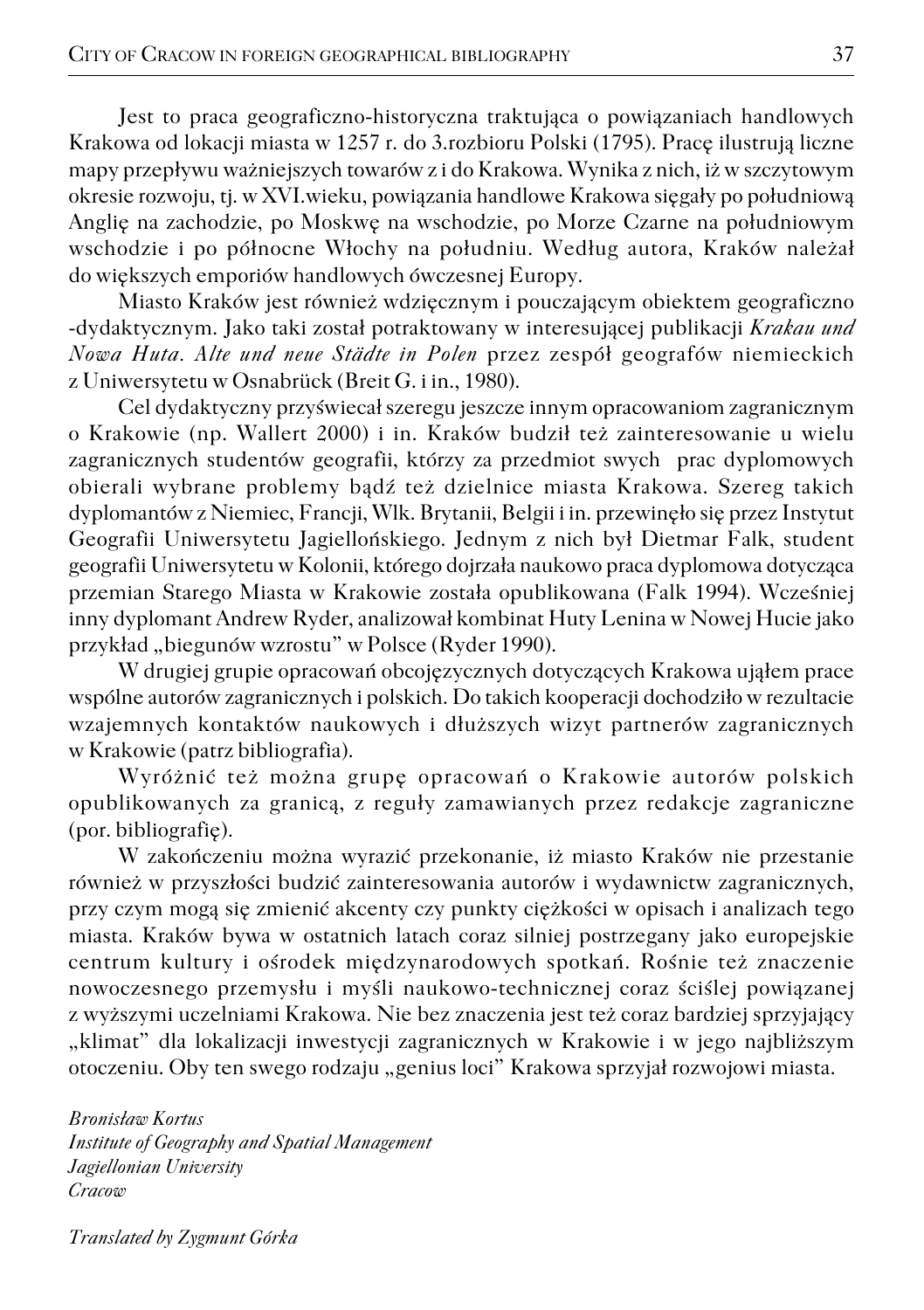Jest to praca geograficzno-historyczna traktująca o powiązaniach handlowych Krakowa od lokacji miasta w 1257 r. do 3.rozbioru Polski (1795). Pracę ilustrują liczne mapy przepływu ważniejszych towarów z i do Krakowa. Wynika z nich, iż w szczytowym okresie rozwoju, tj. w XVI.wieku, powiązania handlowe Krakowa sięgały po południową Anglię na zachodzie, po Moskwę na wschodzie, po Morze Czarne na południowym wschodzie i po północne Włochy na południu. Według autora, Kraków należał do większych emporiów handlowych ówczesnej Europy.

Miasto Kraków jest również wdzięcznym i pouczającym obiektem geograficzno -dydaktycznym. Jako taki został potraktowany w interesującej publikacji *Krakau und Nowa Huta. Alte und neue Städte in Polen* przez zespół geografów niemieckich z Uniwersytetu w Osnabrück (Breit G. i in., 1980).

Cel dydaktyczny przyświecał szeregu jeszcze innym opracowaniom zagranicznym o Krakowie (np. Wallert 2000) i in. Kraków budził też zainteresowanie u wielu zagranicznych studentów geografii, którzy za przedmiot swych prac dyplomowych obierali wybrane problemy bądź też dzielnice miasta Krakowa. Szereg takich dyplomantów z Niemiec, Francji, Wlk. Brytanii, Belgii i in. przewinęło się przez Instytut Geografii Uniwersytetu Jagiellońskiego. Jednym z nich był Dietmar Falk, student geografii Uniwersytetu w Kolonii, którego dojrzała naukowo praca dyplomowa dotycząca przemian Starego Miasta w Krakowie została opublikowana (Falk 1994). Wcześniej inny dyplomant Andrew Ryder, analizował kombinat Huty Lenina w Nowej Hucie jako przykład „biegunów wzrostu" w Polsce (Ryder 1990).

W drugiej grupie opracowań obcojęzycznych dotyczących Krakowa ująłem prace wspólne autorów zagranicznych i polskich. Do takich kooperacji dochodziło w rezultacie wzajemnych kontaktów naukowych i dłuższych wizyt partnerów zagranicznych w Krakowie (patrz bibliografia).

Wyróżnić też można grupę opracowań o Krakowie autorów polskich opublikowanych za granicą, z reguły zamawianych przez redakcje zagraniczne (por. bibliografię).

W zakończeniu można wyrazić przekonanie, iż miasto Kraków nie przestanie również w przyszłości budzić zainteresowania autorów i wydawnictw zagranicznych, przy czym mogą się zmienić akcenty czy punkty ciężkości w opisach i analizach tego miasta. Kraków bywa w ostatnich latach coraz silniej postrzegany jako europejskie centrum kultury i ośrodek międzynarodowych spotkań. Rośnie też znaczenie nowoczesnego przemysłu i myśli naukowo-technicznej coraz ściślej powiązanej z wyższymi uczelniami Krakowa. Nie bez znaczenia jest też coraz bardziej sprzyjający „klimat" dla lokalizacji inwestycji zagranicznych w Krakowie i w jego najbliższym otoczeniu. Oby ten swego rodzaju „genius loci" Krakowa sprzyjał rozwojowi miasta.

*Bronisław Kortus*
*Institute of Geography and Spatial Management*
*Jagiellonian University*
*Cracow*

*Translated by Zygmunt Górka*